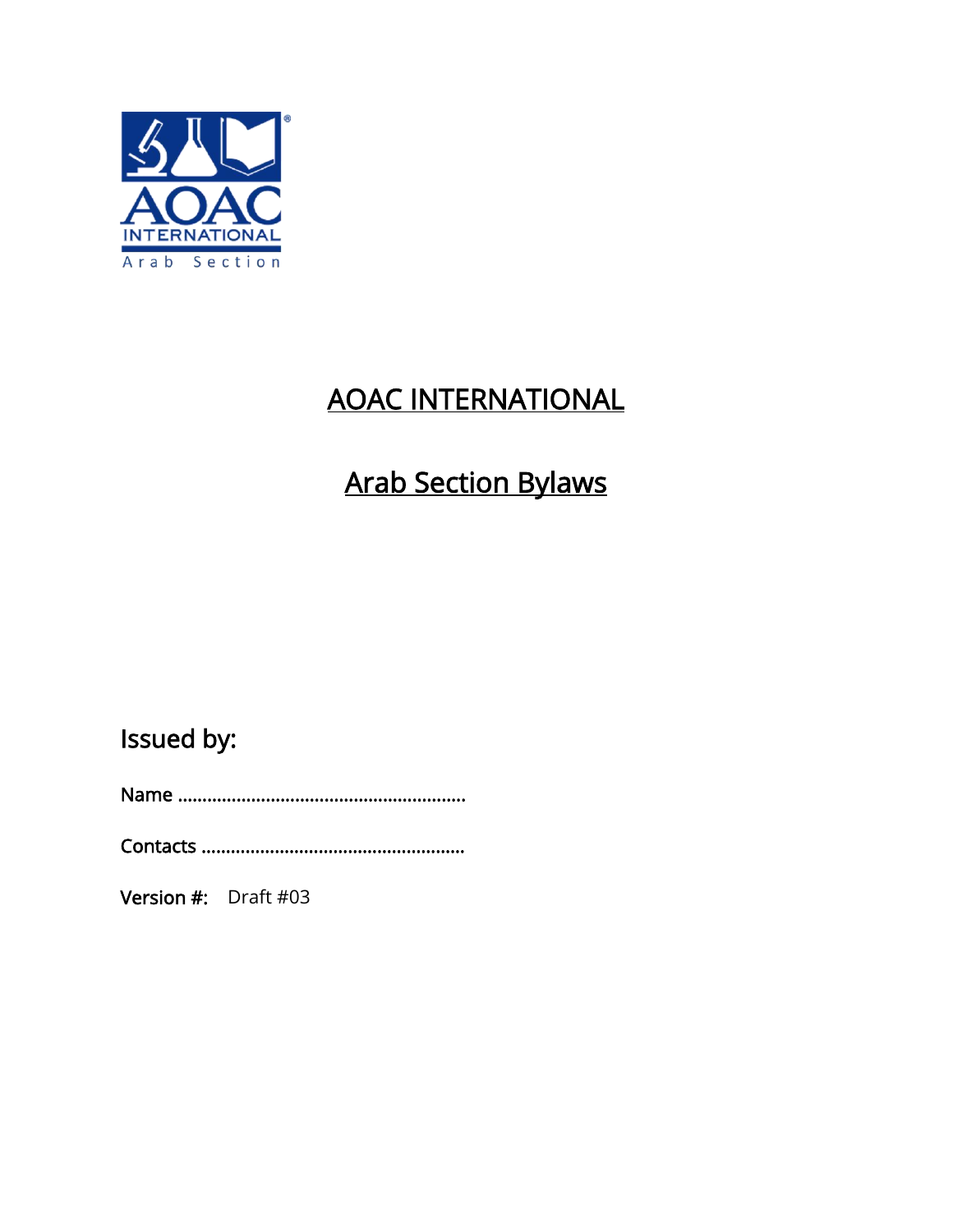# AOAC INTERNATIONAL

# Arab Section Bylaws

## Issued by:

**Name** ..........................................................

**Contacts** .....................................................

**Version #:** Draft #03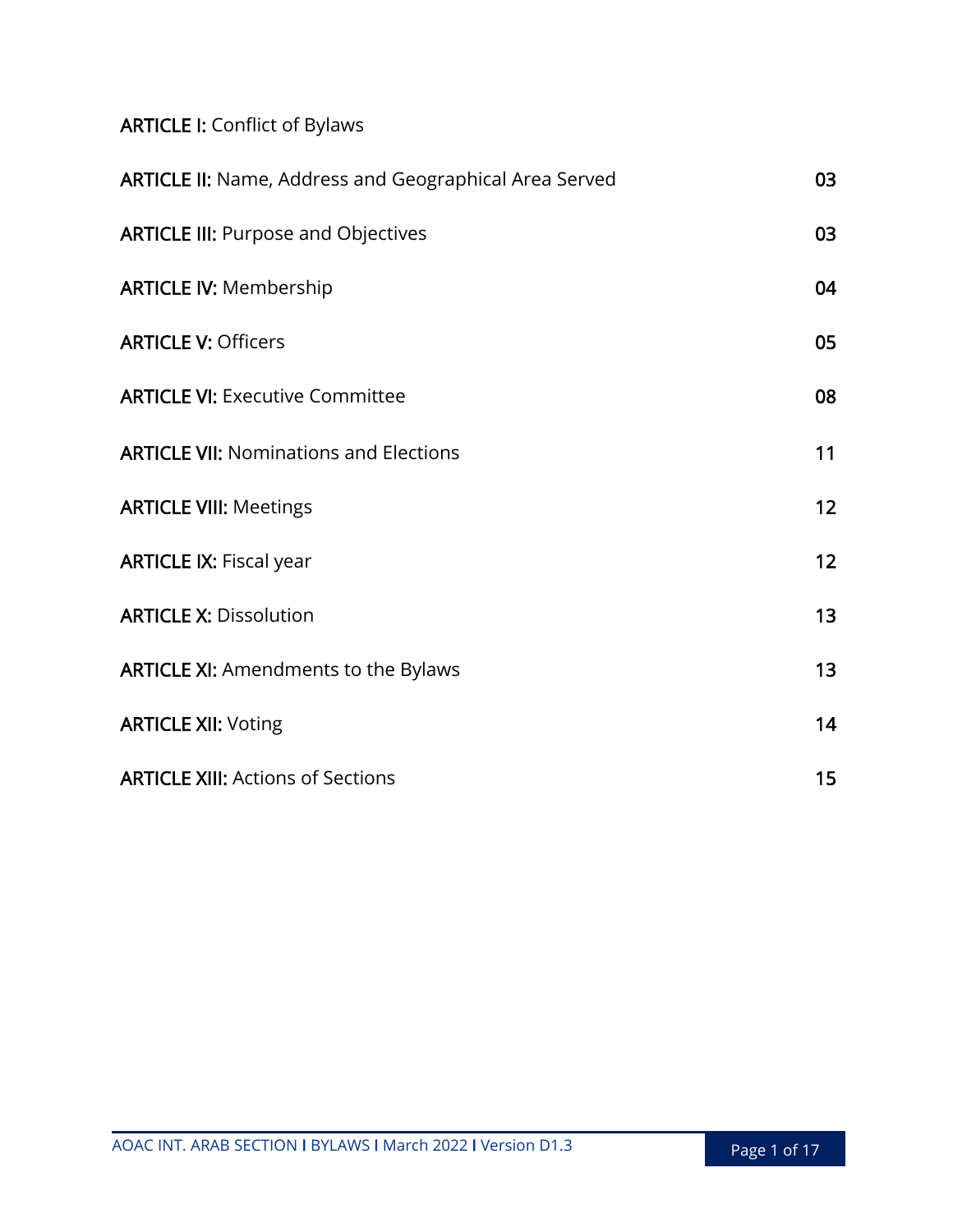| | |
|---|---|
| **ARTICLE I:** Conflict of Bylaws | |
| **ARTICLE II:** Name, Address and Geographical Area Served | 03 |
| **ARTICLE III:** Purpose and Objectives | 03 |
| **ARTICLE IV:** Membership | 04 |
| **ARTICLE V:** Officers | 05 |
| **ARTICLE VI:** Executive Committee | 08 |
| **ARTICLE VII:** Nominations and Elections | 11 |
| **ARTICLE VIII:** Meetings | 12 |
| **ARTICLE IX:** Fiscal year | 12 |
| **ARTICLE X:** Dissolution | 13 |
| **ARTICLE XI:** Amendments to the Bylaws | 13 |
| **ARTICLE XII:** Voting | 14 |
| **ARTICLE XIII:** Actions of Sections | 15 |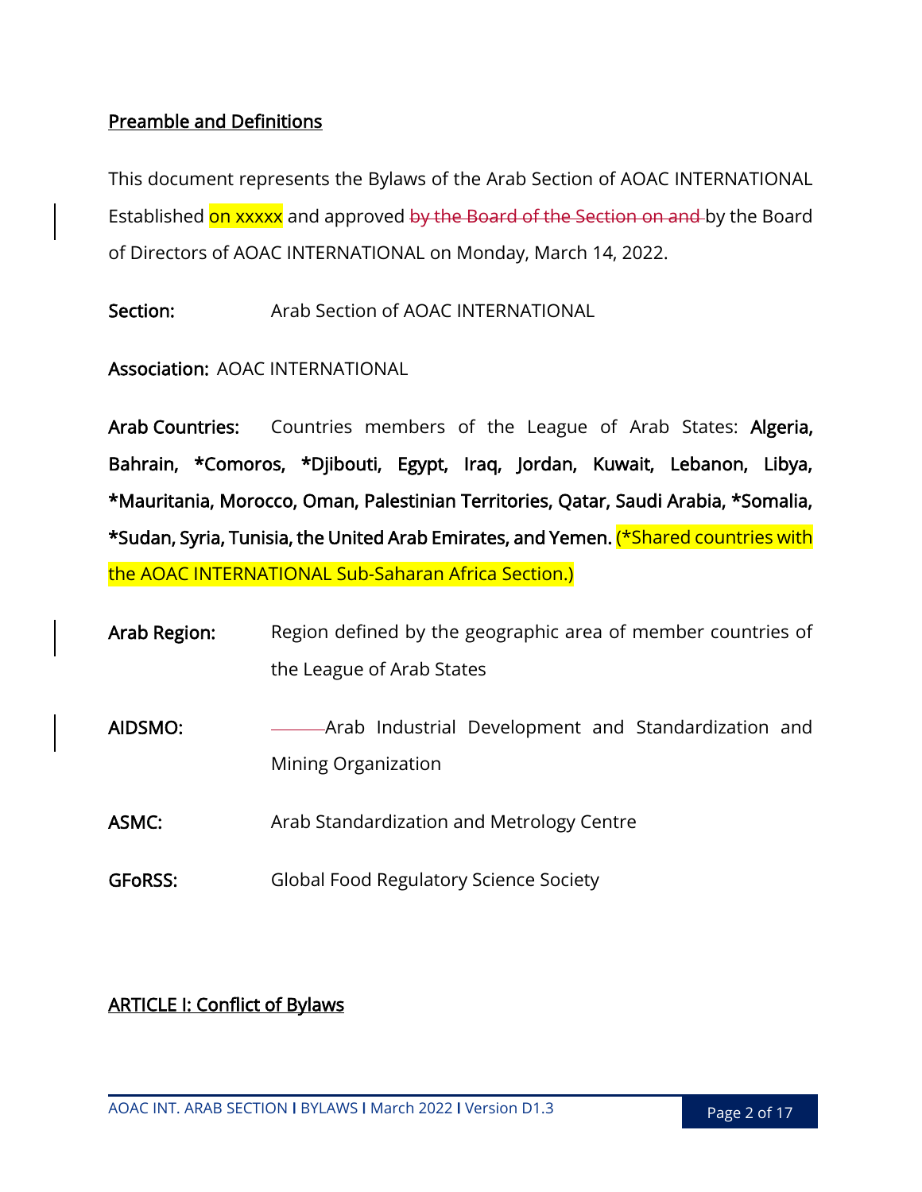**Preamble and Definitions**

This document represents the Bylaws of the Arab Section of AOAC INTERNATIONAL Established on xxxxx and approved ~~by the Board of the Section on and~~ by the Board of Directors of AOAC INTERNATIONAL on Monday, March 14, 2022.

**Section:** Arab Section of AOAC INTERNATIONAL

**Association:** AOAC INTERNATIONAL

**Arab Countries:** Countries members of the League of Arab States: **Algeria, Bahrain, *Comoros, *Djibouti, Egypt, Iraq, Jordan, Kuwait, Lebanon, Libya, *Mauritania, Morocco, Oman, Palestinian Territories, Qatar, Saudi Arabia, *Somalia, *Sudan, Syria, Tunisia, the United Arab Emirates, and Yemen.** (*Shared countries with the AOAC INTERNATIONAL Sub-Saharan Africa Section.)

**Arab Region:** Region defined by the geographic area of member countries of the League of Arab States

**AIDSMO:** Arab Industrial Development and Standardization and Mining Organization

**ASMC:** Arab Standardization and Metrology Centre

**GFoRSS:** Global Food Regulatory Science Society

**ARTICLE I: Conflict of Bylaws**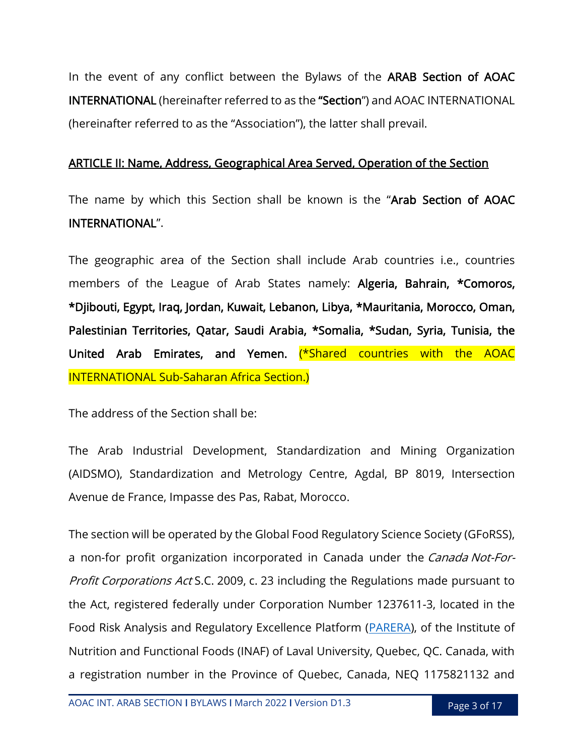In the event of any conflict between the Bylaws of the **ARAB Section of AOAC INTERNATIONAL** (hereinafter referred to as the **"Section**") and AOAC INTERNATIONAL (hereinafter referred to as the "Association"), the latter shall prevail.

## ARTICLE II: Name, Address, Geographical Area Served, Operation of the Section

The name by which this Section shall be known is the "**Arab Section of AOAC INTERNATIONAL**".

The geographic area of the Section shall include Arab countries i.e., countries members of the League of Arab States namely: **Algeria, Bahrain, *Comoros, *Djibouti, Egypt, Iraq, Jordan, Kuwait, Lebanon, Libya, *Mauritania, Morocco, Oman, Palestinian Territories, Qatar, Saudi Arabia, *Somalia, *Sudan, Syria, Tunisia, the United Arab Emirates, and Yemen.** (*Shared countries with the AOAC INTERNATIONAL Sub-Saharan Africa Section.)

The address of the Section shall be:

The Arab Industrial Development, Standardization and Mining Organization (AIDSMO), Standardization and Metrology Centre, Agdal, BP 8019, Intersection Avenue de France, Impasse des Pas, Rabat, Morocco.

The section will be operated by the Global Food Regulatory Science Society (GFoRSS), a non-for profit organization incorporated in Canada under the *Canada Not-For-Profit Corporations Act* S.C. 2009, c. 23 including the Regulations made pursuant to the Act, registered federally under Corporation Number 1237611-3, located in the Food Risk Analysis and Regulatory Excellence Platform (PARERA), of the Institute of Nutrition and Functional Foods (INAF) of Laval University, Quebec, QC. Canada, with a registration number in the Province of Quebec, Canada, NEQ 1175821132 and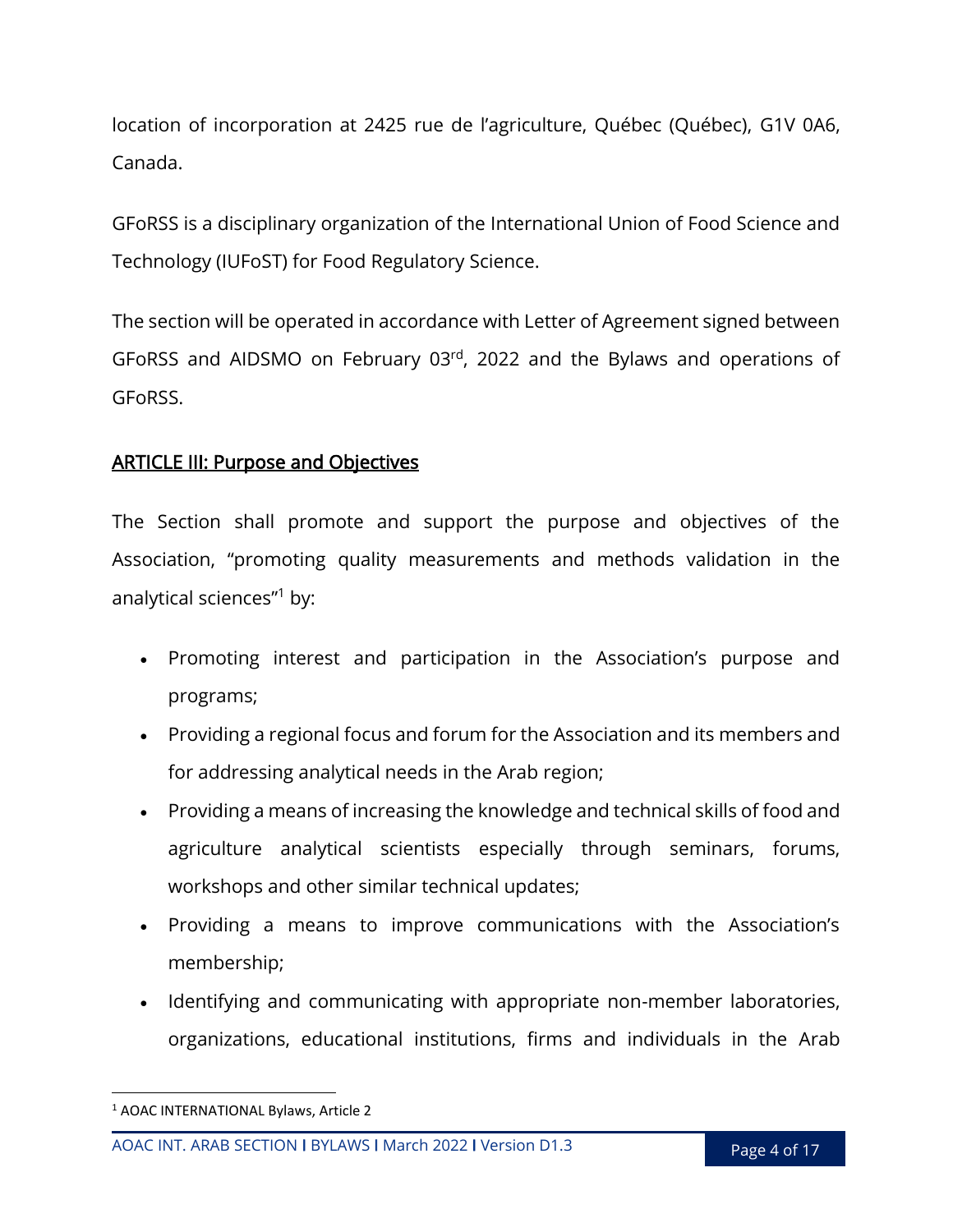location of incorporation at 2425 rue de l'agriculture, Québec (Québec), G1V 0A6, Canada.

GFoRSS is a disciplinary organization of the International Union of Food Science and Technology (IUFoST) for Food Regulatory Science.

The section will be operated in accordance with Letter of Agreement signed between GFoRSS and AIDSMO on February 03rd, 2022 and the Bylaws and operations of GFoRSS.

## ARTICLE III: Purpose and Objectives

The Section shall promote and support the purpose and objectives of the Association, "promoting quality measurements and methods validation in the analytical sciences"[1] by:

- Promoting interest and participation in the Association's purpose and programs;
- Providing a regional focus and forum for the Association and its members and for addressing analytical needs in the Arab region;
- Providing a means of increasing the knowledge and technical skills of food and agriculture analytical scientists especially through seminars, forums, workshops and other similar technical updates;
- Providing a means to improve communications with the Association's membership;
- Identifying and communicating with appropriate non-member laboratories, organizations, educational institutions, firms and individuals in the Arab

[1] AOAC INTERNATIONAL Bylaws, Article 2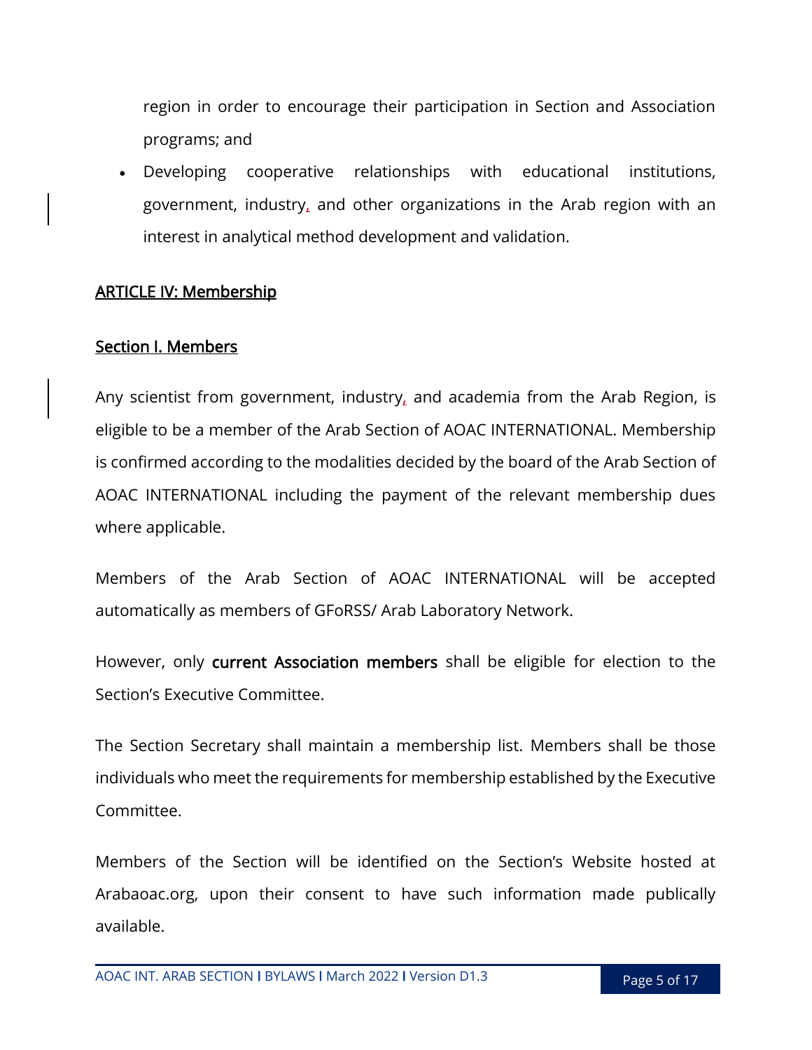region in order to encourage their participation in Section and Association programs; and

- Developing cooperative relationships with educational institutions, government, industry, and other organizations in the Arab region with an interest in analytical method development and validation.

## ARTICLE IV: Membership

### Section I. Members

Any scientist from government, industry, and academia from the Arab Region, is eligible to be a member of the Arab Section of AOAC INTERNATIONAL. Membership is confirmed according to the modalities decided by the board of the Arab Section of AOAC INTERNATIONAL including the payment of the relevant membership dues where applicable.

Members of the Arab Section of AOAC INTERNATIONAL will be accepted automatically as members of GFoRSS/ Arab Laboratory Network.

However, only **current Association members** shall be eligible for election to the Section's Executive Committee.

The Section Secretary shall maintain a membership list. Members shall be those individuals who meet the requirements for membership established by the Executive Committee.

Members of the Section will be identified on the Section's Website hosted at Arabaoac.org, upon their consent to have such information made publically available.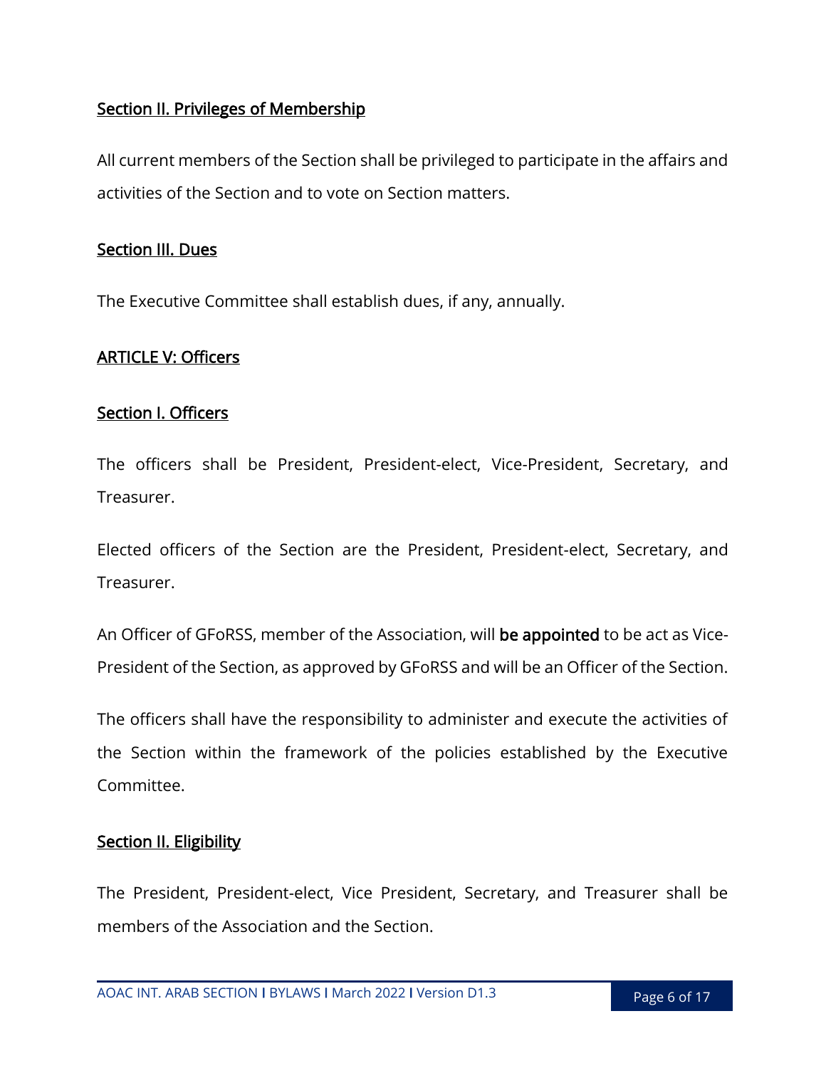## Section II. Privileges of Membership

All current members of the Section shall be privileged to participate in the affairs and activities of the Section and to vote on Section matters.

## Section III. Dues

The Executive Committee shall establish dues, if any, annually.

# ARTICLE V: Officers

## Section I. Officers

The officers shall be President, President-elect, Vice-President, Secretary, and Treasurer.

Elected officers of the Section are the President, President-elect, Secretary, and Treasurer.

An Officer of GFoRSS, member of the Association, will **be appointed** to be act as Vice-President of the Section, as approved by GFoRSS and will be an Officer of the Section.

The officers shall have the responsibility to administer and execute the activities of the Section within the framework of the policies established by the Executive Committee.

## Section II. Eligibility

The President, President-elect, Vice President, Secretary, and Treasurer shall be members of the Association and the Section.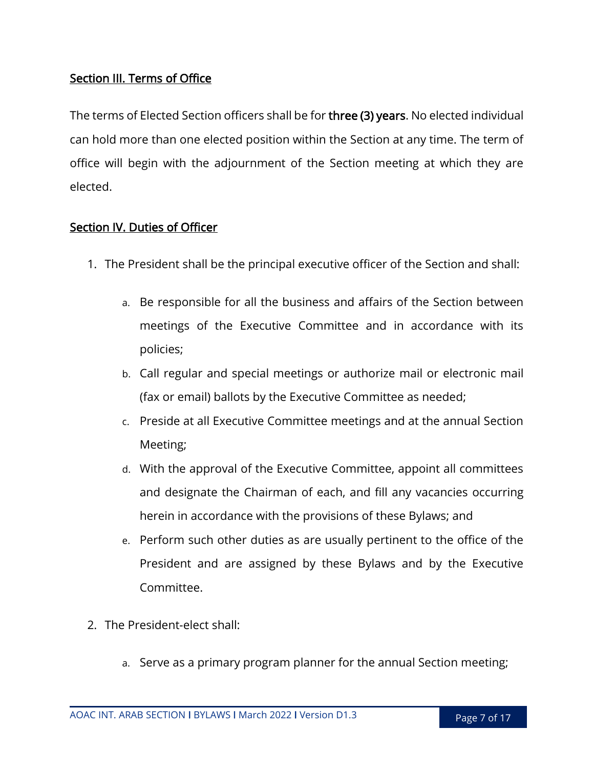## Section III. Terms of Office

The terms of Elected Section officers shall be for **three (3) years**. No elected individual can hold more than one elected position within the Section at any time. The term of office will begin with the adjournment of the Section meeting at which they are elected.

## Section IV. Duties of Officer

1. The President shall be the principal executive officer of the Section and shall:

    a. Be responsible for all the business and affairs of the Section between meetings of the Executive Committee and in accordance with its policies;

    b. Call regular and special meetings or authorize mail or electronic mail (fax or email) ballots by the Executive Committee as needed;

    c. Preside at all Executive Committee meetings and at the annual Section Meeting;

    d. With the approval of the Executive Committee, appoint all committees and designate the Chairman of each, and fill any vacancies occurring herein in accordance with the provisions of these Bylaws; and

    e. Perform such other duties as are usually pertinent to the office of the President and are assigned by these Bylaws and by the Executive Committee.

2. The President-elect shall:

    a. Serve as a primary program planner for the annual Section meeting;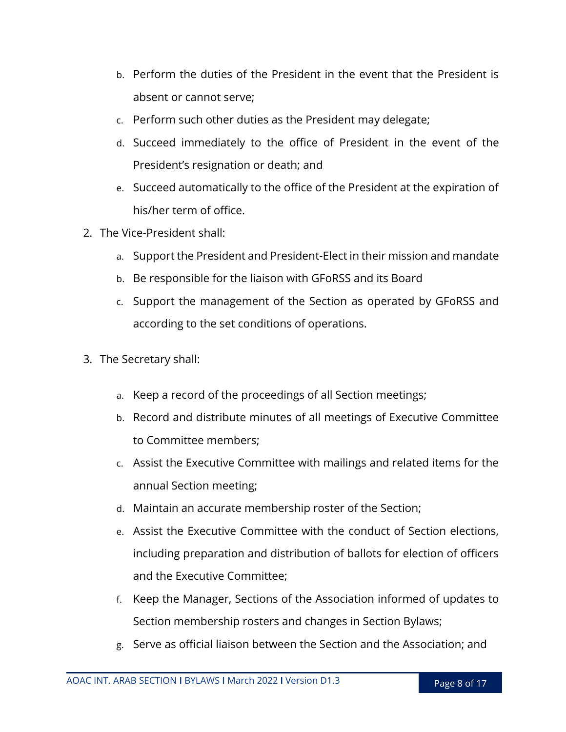b. Perform the duties of the President in the event that the President is absent or cannot serve;
   c. Perform such other duties as the President may delegate;
   d. Succeed immediately to the office of President in the event of the President's resignation or death; and
   e. Succeed automatically to the office of the President at the expiration of his/her term of office.
2. The Vice-President shall:
   a. Support the President and President-Elect in their mission and mandate
   b. Be responsible for the liaison with GFoRSS and its Board
   c. Support the management of the Section as operated by GFoRSS and according to the set conditions of operations.
3. The Secretary shall:
   a. Keep a record of the proceedings of all Section meetings;
   b. Record and distribute minutes of all meetings of Executive Committee to Committee members;
   c. Assist the Executive Committee with mailings and related items for the annual Section meeting;
   d. Maintain an accurate membership roster of the Section;
   e. Assist the Executive Committee with the conduct of Section elections, including preparation and distribution of ballots for election of officers and the Executive Committee;
   f. Keep the Manager, Sections of the Association informed of updates to Section membership rosters and changes in Section Bylaws;
   g. Serve as official liaison between the Section and the Association; and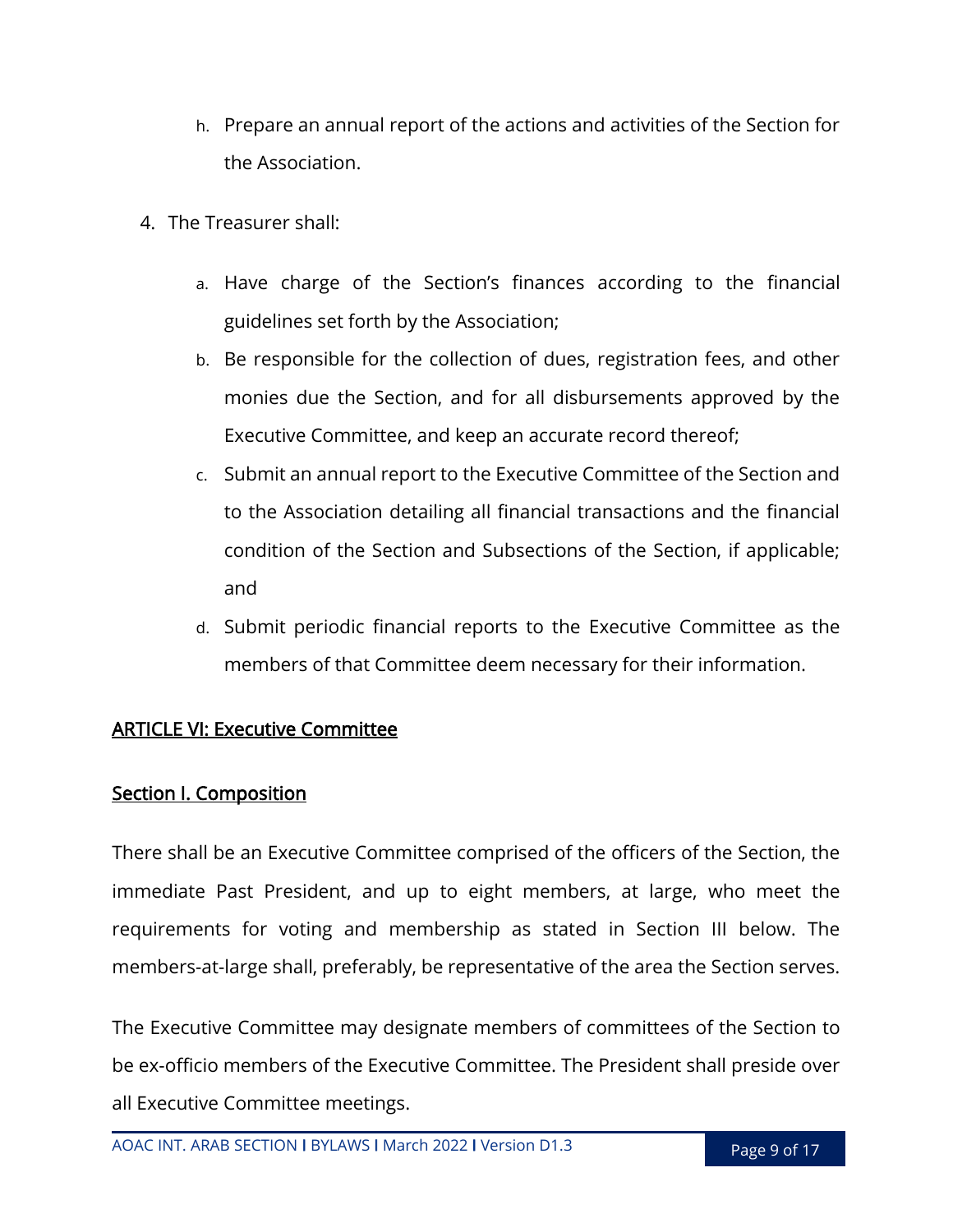h. Prepare an annual report of the actions and activities of the Section for the Association.

4. The Treasurer shall:

    a. Have charge of the Section's finances according to the financial guidelines set forth by the Association;
    b. Be responsible for the collection of dues, registration fees, and other monies due the Section, and for all disbursements approved by the Executive Committee, and keep an accurate record thereof;
    c. Submit an annual report to the Executive Committee of the Section and to the Association detailing all financial transactions and the financial condition of the Section and Subsections of the Section, if applicable; and
    d. Submit periodic financial reports to the Executive Committee as the members of that Committee deem necessary for their information.

## ARTICLE VI: Executive Committee

### Section I. Composition

There shall be an Executive Committee comprised of the officers of the Section, the immediate Past President, and up to eight members, at large, who meet the requirements for voting and membership as stated in Section III below. The members-at-large shall, preferably, be representative of the area the Section serves.

The Executive Committee may designate members of committees of the Section to be ex-officio members of the Executive Committee. The President shall preside over all Executive Committee meetings.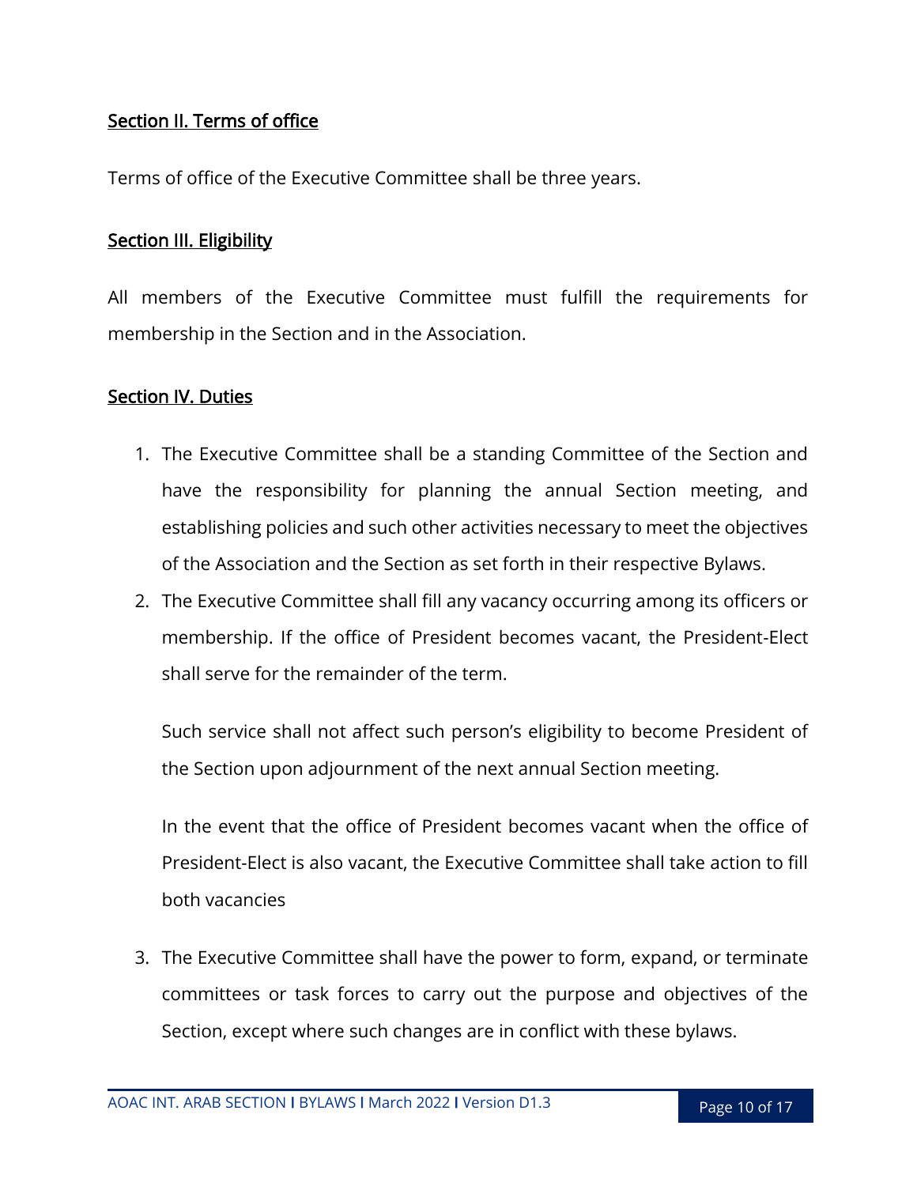### Section II. Terms of office

Terms of office of the Executive Committee shall be three years.

### Section III. Eligibility

All members of the Executive Committee must fulfill the requirements for membership in the Section and in the Association.

### Section IV. Duties

1. The Executive Committee shall be a standing Committee of the Section and have the responsibility for planning the annual Section meeting, and establishing policies and such other activities necessary to meet the objectives of the Association and the Section as set forth in their respective Bylaws.
2. The Executive Committee shall fill any vacancy occurring among its officers or membership. If the office of President becomes vacant, the President-Elect shall serve for the remainder of the term.

   Such service shall not affect such person's eligibility to become President of the Section upon adjournment of the next annual Section meeting.

   In the event that the office of President becomes vacant when the office of President-Elect is also vacant, the Executive Committee shall take action to fill both vacancies

3. The Executive Committee shall have the power to form, expand, or terminate committees or task forces to carry out the purpose and objectives of the Section, except where such changes are in conflict with these bylaws.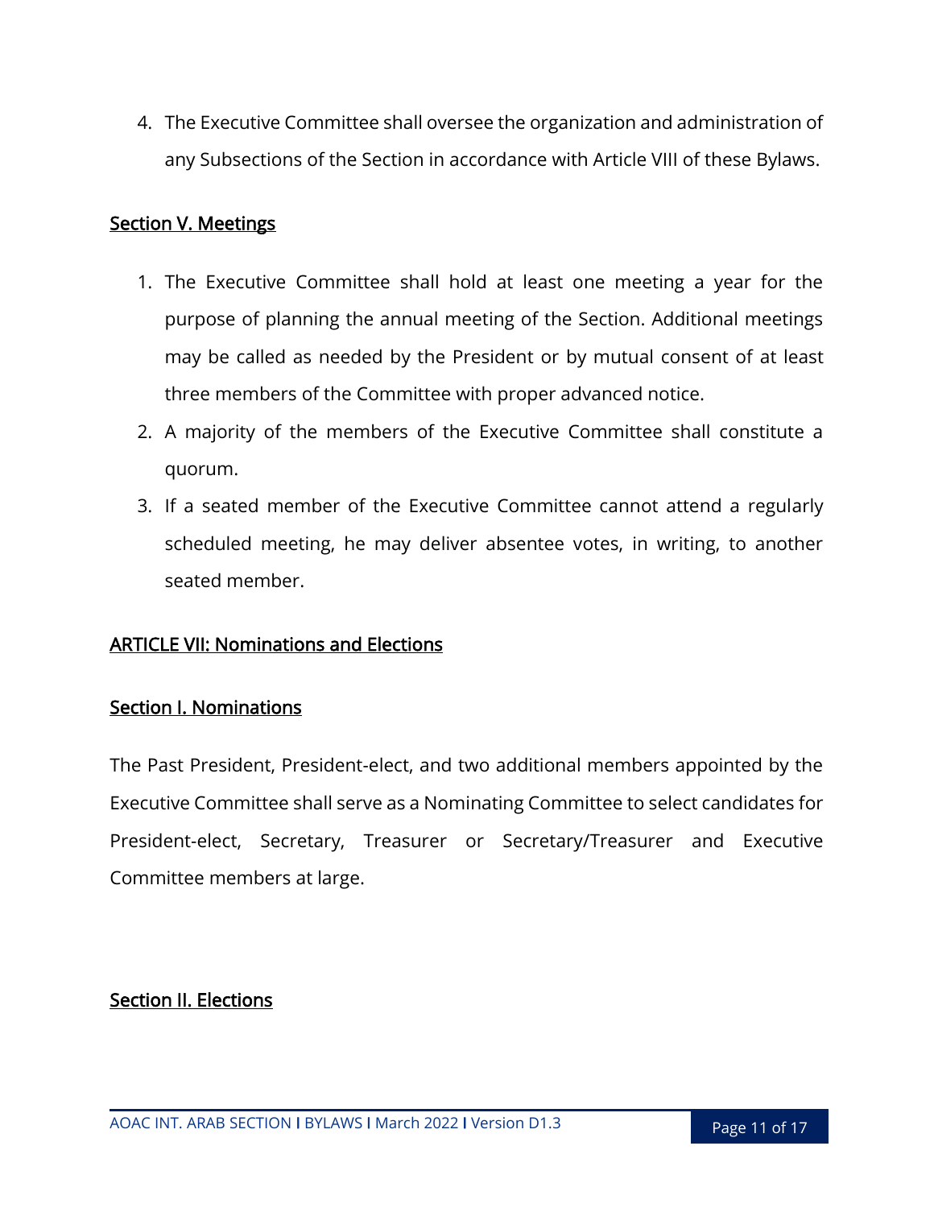4. The Executive Committee shall oversee the organization and administration of any Subsections of the Section in accordance with Article VIII of these Bylaws.

### Section V. Meetings

1. The Executive Committee shall hold at least one meeting a year for the purpose of planning the annual meeting of the Section. Additional meetings may be called as needed by the President or by mutual consent of at least three members of the Committee with proper advanced notice.
2. A majority of the members of the Executive Committee shall constitute a quorum.
3. If a seated member of the Executive Committee cannot attend a regularly scheduled meeting, he may deliver absentee votes, in writing, to another seated member.

## ARTICLE VII: Nominations and Elections

### Section I. Nominations

The Past President, President-elect, and two additional members appointed by the Executive Committee shall serve as a Nominating Committee to select candidates for President-elect, Secretary, Treasurer or Secretary/Treasurer and Executive Committee members at large.

### Section II. Elections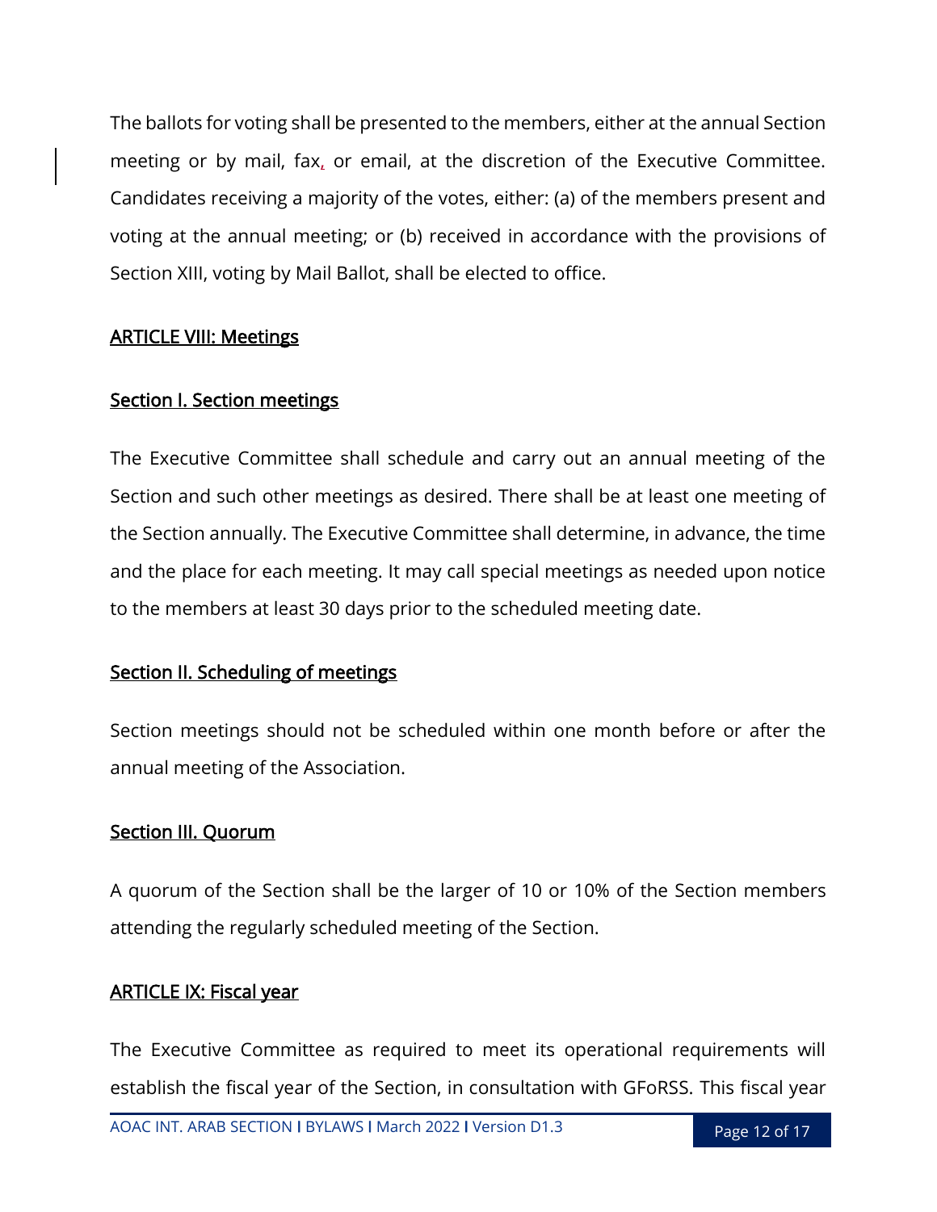The ballots for voting shall be presented to the members, either at the annual Section meeting or by mail, fax, or email, at the discretion of the Executive Committee. Candidates receiving a majority of the votes, either: (a) of the members present and voting at the annual meeting; or (b) received in accordance with the provisions of Section XIII, voting by Mail Ballot, shall be elected to office.

## ARTICLE VIII: Meetings

### Section I. Section meetings

The Executive Committee shall schedule and carry out an annual meeting of the Section and such other meetings as desired. There shall be at least one meeting of the Section annually. The Executive Committee shall determine, in advance, the time and the place for each meeting. It may call special meetings as needed upon notice to the members at least 30 days prior to the scheduled meeting date.

### Section II. Scheduling of meetings

Section meetings should not be scheduled within one month before or after the annual meeting of the Association.

### Section III. Quorum

A quorum of the Section shall be the larger of 10 or 10% of the Section members attending the regularly scheduled meeting of the Section.

## ARTICLE IX: Fiscal year

The Executive Committee as required to meet its operational requirements will establish the fiscal year of the Section, in consultation with GFoRSS. This fiscal year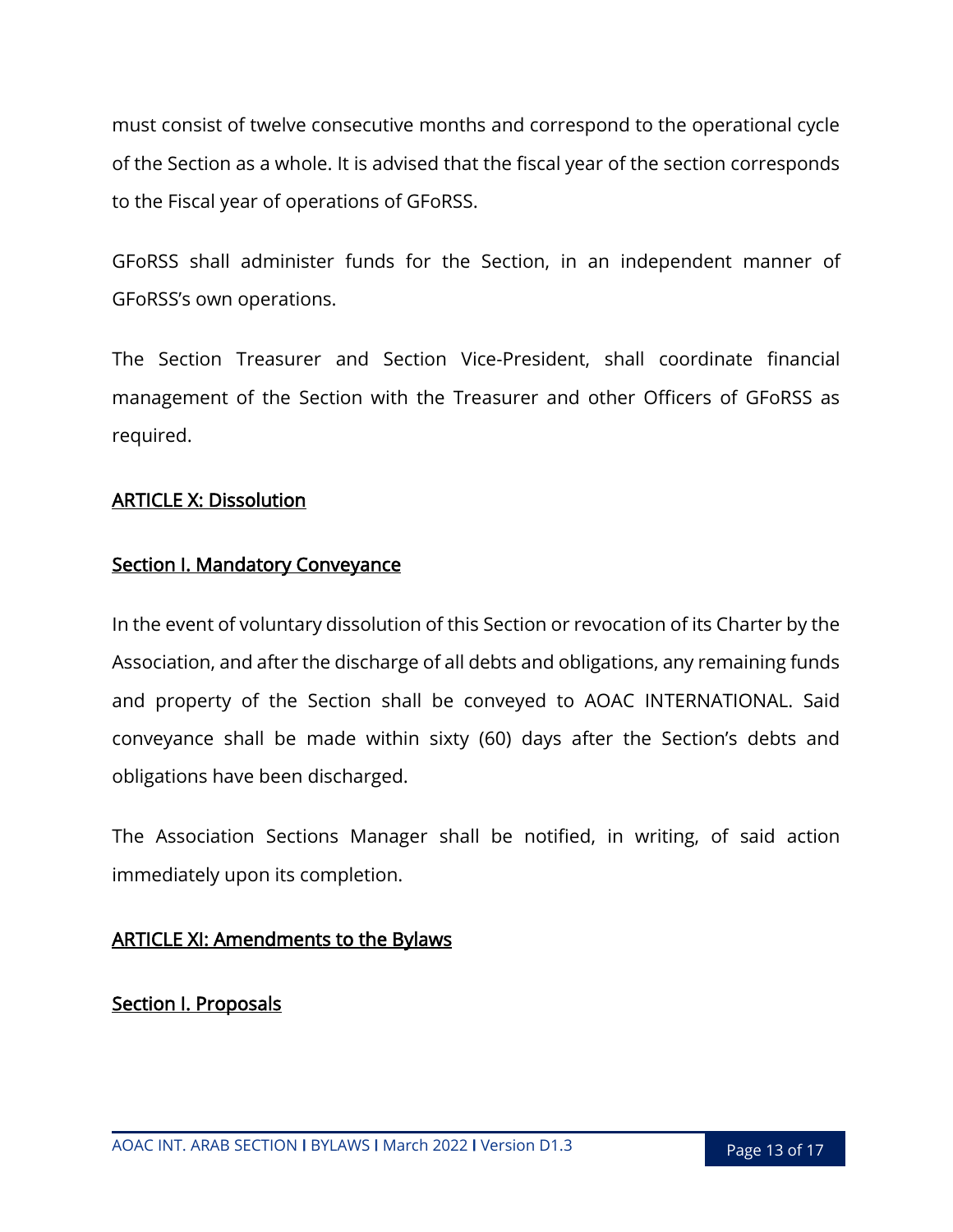must consist of twelve consecutive months and correspond to the operational cycle of the Section as a whole. It is advised that the fiscal year of the section corresponds to the Fiscal year of operations of GFoRSS.

GFoRSS shall administer funds for the Section, in an independent manner of GFoRSS's own operations.

The Section Treasurer and Section Vice-President, shall coordinate financial management of the Section with the Treasurer and other Officers of GFoRSS as required.

## ARTICLE X: Dissolution

### Section I. Mandatory Conveyance

In the event of voluntary dissolution of this Section or revocation of its Charter by the Association, and after the discharge of all debts and obligations, any remaining funds and property of the Section shall be conveyed to AOAC INTERNATIONAL. Said conveyance shall be made within sixty (60) days after the Section's debts and obligations have been discharged.

The Association Sections Manager shall be notified, in writing, of said action immediately upon its completion.

## ARTICLE XI: Amendments to the Bylaws

### Section I. Proposals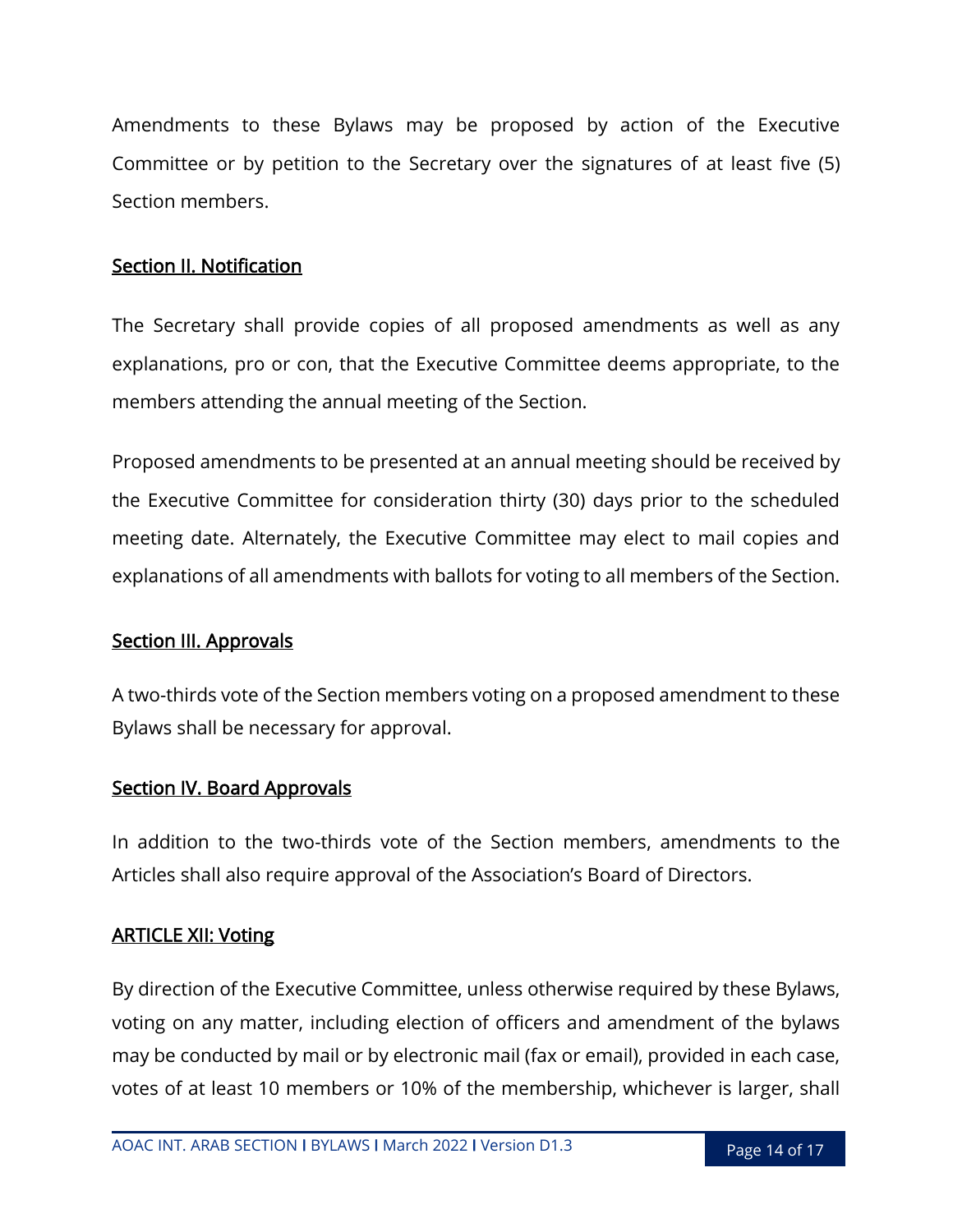Amendments to these Bylaws may be proposed by action of the Executive Committee or by petition to the Secretary over the signatures of at least five (5) Section members.

### Section II. Notification

The Secretary shall provide copies of all proposed amendments as well as any explanations, pro or con, that the Executive Committee deems appropriate, to the members attending the annual meeting of the Section.

Proposed amendments to be presented at an annual meeting should be received by the Executive Committee for consideration thirty (30) days prior to the scheduled meeting date. Alternately, the Executive Committee may elect to mail copies and explanations of all amendments with ballots for voting to all members of the Section.

### Section III. Approvals

A two-thirds vote of the Section members voting on a proposed amendment to these Bylaws shall be necessary for approval.

### Section IV. Board Approvals

In addition to the two-thirds vote of the Section members, amendments to the Articles shall also require approval of the Association's Board of Directors.

## ARTICLE XII: Voting

By direction of the Executive Committee, unless otherwise required by these Bylaws, voting on any matter, including election of officers and amendment of the bylaws may be conducted by mail or by electronic mail (fax or email), provided in each case, votes of at least 10 members or 10% of the membership, whichever is larger, shall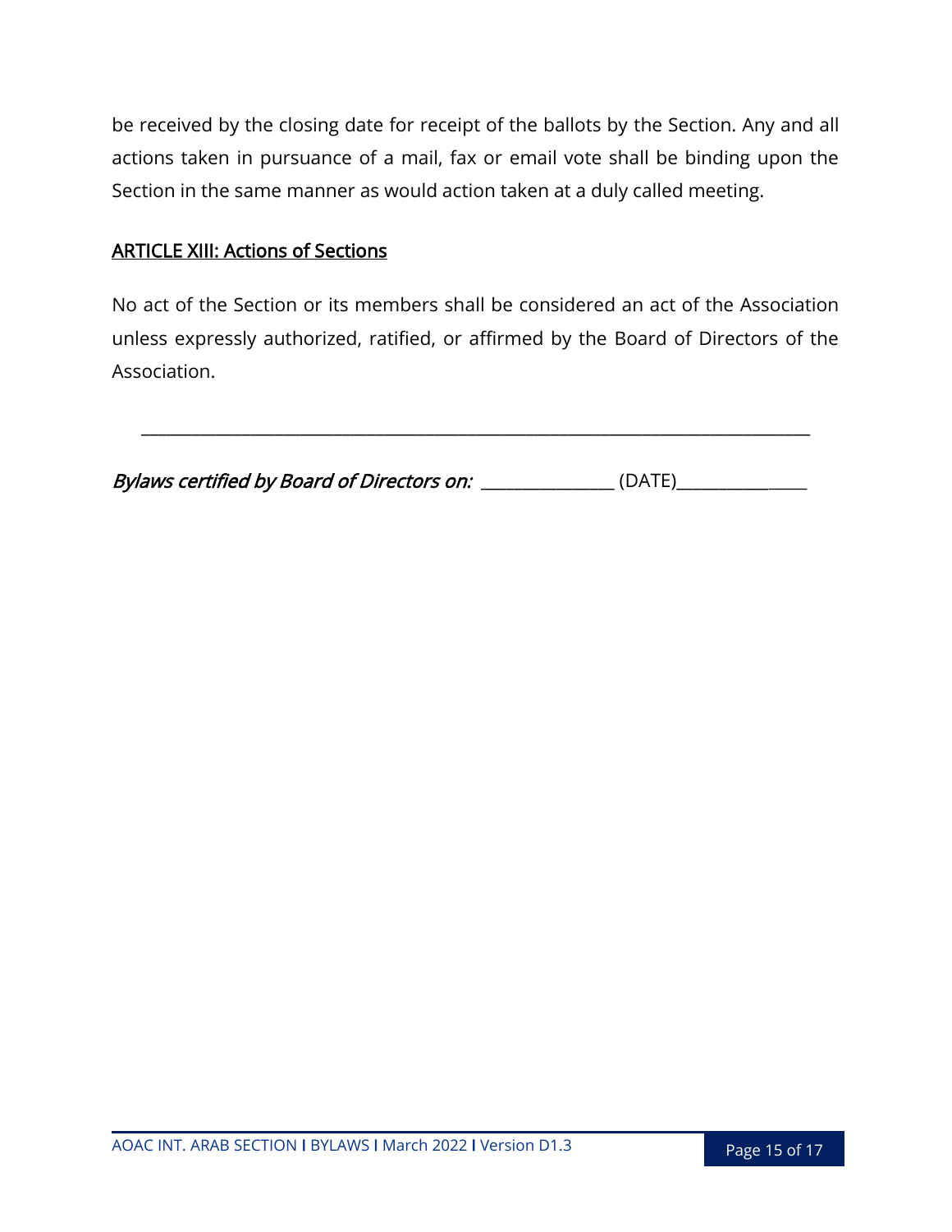be received by the closing date for receipt of the ballots by the Section. Any and all actions taken in pursuance of a mail, fax or email vote shall be binding upon the Section in the same manner as would action taken at a duly called meeting.

## ARTICLE XIII: Actions of Sections

No act of the Section or its members shall be considered an act of the Association unless expressly authorized, ratified, or affirmed by the Board of Directors of the Association.

---

*Bylaws certified by Board of Directors on:* _______________ (DATE)_______________